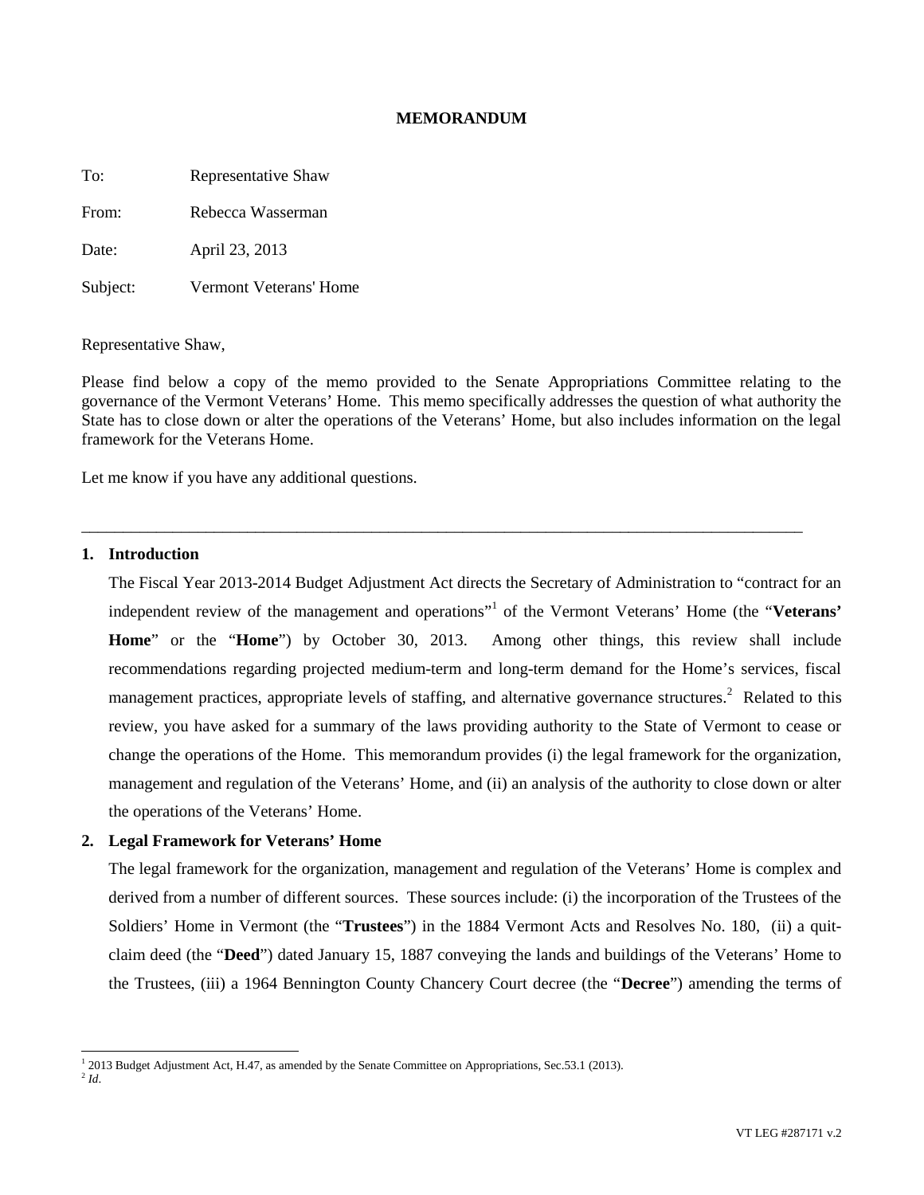# MEMORANDUM

To: Representative Shaw

From: Rebecca Wasserman

Date: April 23, 2013

Subject: Vermont Veterans' Home

Representative Shaw,

Please find below a copy of the memo provided to the Senate Appropriations Committee relating to the governance of the Vermont Veterans' Home. This memo specifically addresses the question of what authority the State has to close down or alter the operations of the Veterans' Home, but also includes information on the legal framework for the Veterans Home.

Let me know if you have any additional questions.

---

## 1. Introduction

The Fiscal Year 2013-2014 Budget Adjustment Act directs the Secretary of Administration to "contract for an independent review of the management and operations"[1] of the Vermont Veterans' Home (the "**Veterans' Home**" or the "**Home**") by October 30, 2013. Among other things, this review shall include recommendations regarding projected medium-term and long-term demand for the Home's services, fiscal management practices, appropriate levels of staffing, and alternative governance structures.[2] Related to this review, you have asked for a summary of the laws providing authority to the State of Vermont to cease or change the operations of the Home. This memorandum provides (i) the legal framework for the organization, management and regulation of the Veterans' Home, and (ii) an analysis of the authority to close down or alter the operations of the Veterans' Home.

## 2. Legal Framework for Veterans' Home

The legal framework for the organization, management and regulation of the Veterans' Home is complex and derived from a number of different sources. These sources include: (i) the incorporation of the Trustees of the Soldiers' Home in Vermont (the "**Trustees**") in the 1884 Vermont Acts and Resolves No. 180, (ii) a quit-claim deed (the "**Deed**") dated January 15, 1887 conveying the lands and buildings of the Veterans' Home to the Trustees, (iii) a 1964 Bennington County Chancery Court decree (the "**Decree**") amending the terms of

---

[1] 2013 Budget Adjustment Act, H.47, as amended by the Senate Committee on Appropriations, Sec.53.1 (2013).

[2] *Id*.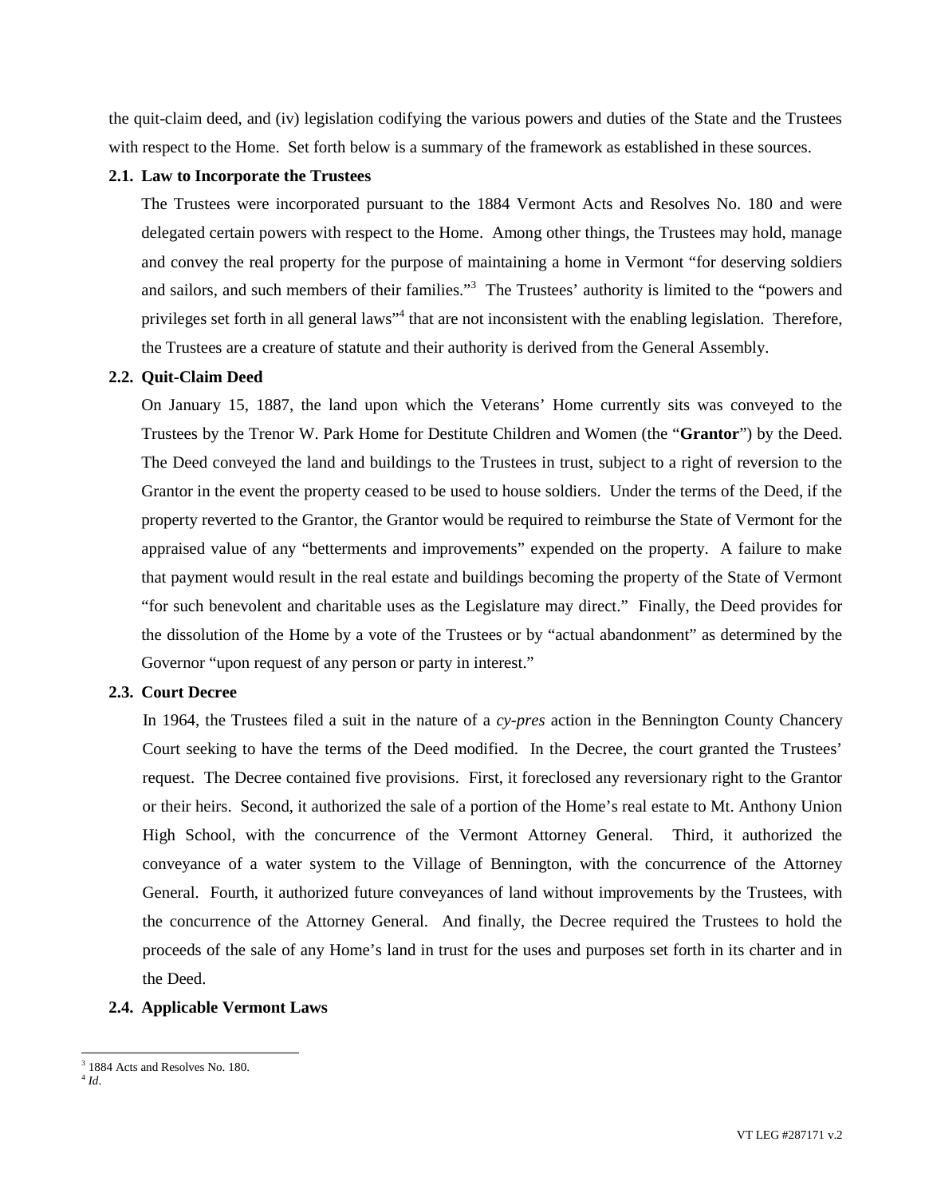the quit-claim deed, and (iv) legislation codifying the various powers and duties of the State and the Trustees with respect to the Home. Set forth below is a summary of the framework as established in these sources.

### 2.1. Law to Incorporate the Trustees

The Trustees were incorporated pursuant to the 1884 Vermont Acts and Resolves No. 180 and were delegated certain powers with respect to the Home. Among other things, the Trustees may hold, manage and convey the real property for the purpose of maintaining a home in Vermont "for deserving soldiers and sailors, and such members of their families."[3] The Trustees' authority is limited to the "powers and privileges set forth in all general laws"[4] that are not inconsistent with the enabling legislation. Therefore, the Trustees are a creature of statute and their authority is derived from the General Assembly.

### 2.2. Quit-Claim Deed

On January 15, 1887, the land upon which the Veterans' Home currently sits was conveyed to the Trustees by the Trenor W. Park Home for Destitute Children and Women (the "**Grantor**") by the Deed. The Deed conveyed the land and buildings to the Trustees in trust, subject to a right of reversion to the Grantor in the event the property ceased to be used to house soldiers. Under the terms of the Deed, if the property reverted to the Grantor, the Grantor would be required to reimburse the State of Vermont for the appraised value of any "betterments and improvements" expended on the property. A failure to make that payment would result in the real estate and buildings becoming the property of the State of Vermont "for such benevolent and charitable uses as the Legislature may direct." Finally, the Deed provides for the dissolution of the Home by a vote of the Trustees or by "actual abandonment" as determined by the Governor "upon request of any person or party in interest."

### 2.3. Court Decree

In 1964, the Trustees filed a suit in the nature of a *cy-pres* action in the Bennington County Chancery Court seeking to have the terms of the Deed modified. In the Decree, the court granted the Trustees' request. The Decree contained five provisions. First, it foreclosed any reversionary right to the Grantor or their heirs. Second, it authorized the sale of a portion of the Home's real estate to Mt. Anthony Union High School, with the concurrence of the Vermont Attorney General. Third, it authorized the conveyance of a water system to the Village of Bennington, with the concurrence of the Attorney General. Fourth, it authorized future conveyances of land without improvements by the Trustees, with the concurrence of the Attorney General. And finally, the Decree required the Trustees to hold the proceeds of the sale of any Home's land in trust for the uses and purposes set forth in its charter and in the Deed.

### 2.4. Applicable Vermont Laws

---

[3] 1884 Acts and Resolves No. 180.

[4] *Id*.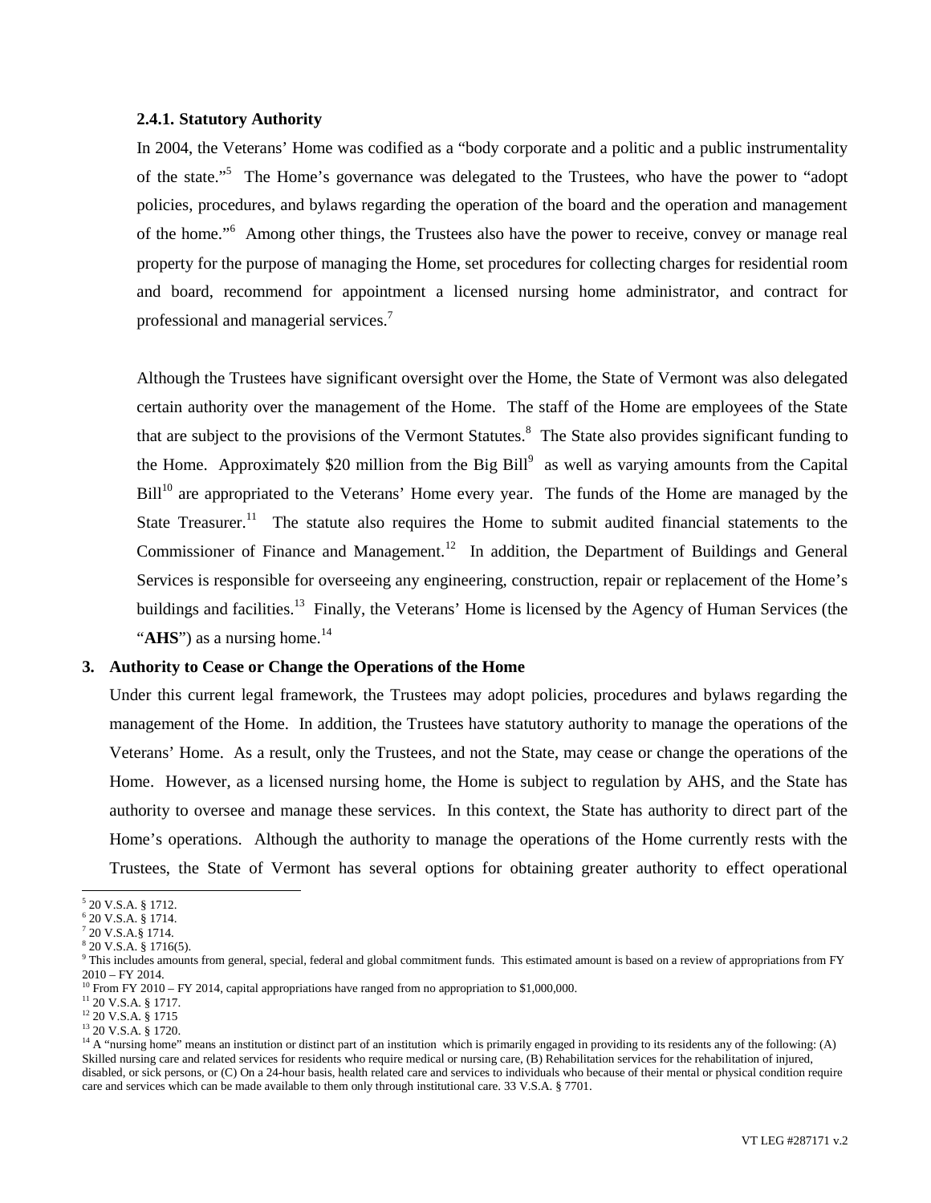### 2.4.1. Statutory Authority

In 2004, the Veterans' Home was codified as a "body corporate and a politic and a public instrumentality of the state."[5] The Home's governance was delegated to the Trustees, who have the power to "adopt policies, procedures, and bylaws regarding the operation of the board and the operation and management of the home."[6] Among other things, the Trustees also have the power to receive, convey or manage real property for the purpose of managing the Home, set procedures for collecting charges for residential room and board, recommend for appointment a licensed nursing home administrator, and contract for professional and managerial services.[7]

Although the Trustees have significant oversight over the Home, the State of Vermont was also delegated certain authority over the management of the Home. The staff of the Home are employees of the State that are subject to the provisions of the Vermont Statutes.[8] The State also provides significant funding to the Home. Approximately $20 million from the Big Bill[9] as well as varying amounts from the Capital Bill[10] are appropriated to the Veterans' Home every year. The funds of the Home are managed by the State Treasurer.[11] The statute also requires the Home to submit audited financial statements to the Commissioner of Finance and Management.[12] In addition, the Department of Buildings and General Services is responsible for overseeing any engineering, construction, repair or replacement of the Home's buildings and facilities.[13] Finally, the Veterans' Home is licensed by the Agency of Human Services (the "**AHS**") as a nursing home.[14]

## 3. Authority to Cease or Change the Operations of the Home

Under this current legal framework, the Trustees may adopt policies, procedures and bylaws regarding the management of the Home. In addition, the Trustees have statutory authority to manage the operations of the Veterans' Home. As a result, only the Trustees, and not the State, may cease or change the operations of the Home. However, as a licensed nursing home, the Home is subject to regulation by AHS, and the State has authority to oversee and manage these services. In this context, the State has authority to direct part of the Home's operations. Although the authority to manage the operations of the Home currently rests with the Trustees, the State of Vermont has several options for obtaining greater authority to effect operational

---

[5] 20 V.S.A. § 1712.
[6] 20 V.S.A. § 1714.
[7] 20 V.S.A.§ 1714.
[8] 20 V.S.A. § 1716(5).
[9] This includes amounts from general, special, federal and global commitment funds. This estimated amount is based on a review of appropriations from FY 2010 – FY 2014.
[10] From FY 2010 – FY 2014, capital appropriations have ranged from no appropriation to $1,000,000.
[11] 20 V.S.A. § 1717.
[12] 20 V.S.A. § 1715
[13] 20 V.S.A. § 1720.
[14] A "nursing home" means an institution or distinct part of an institution which is primarily engaged in providing to its residents any of the following: (A) Skilled nursing care and related services for residents who require medical or nursing care, (B) Rehabilitation services for the rehabilitation of injured, disabled, or sick persons, or (C) On a 24-hour basis, health related care and services to individuals who because of their mental or physical condition require care and services which can be made available to them only through institutional care. 33 V.S.A. § 7701.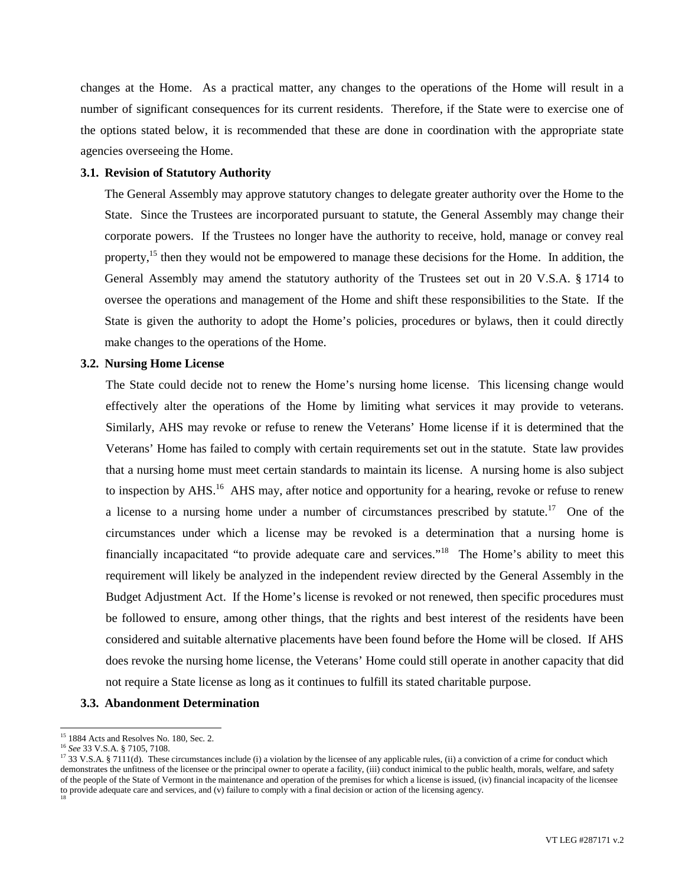changes at the Home. As a practical matter, any changes to the operations of the Home will result in a number of significant consequences for its current residents. Therefore, if the State were to exercise one of the options stated below, it is recommended that these are done in coordination with the appropriate state agencies overseeing the Home.

### 3.1. Revision of Statutory Authority

The General Assembly may approve statutory changes to delegate greater authority over the Home to the State. Since the Trustees are incorporated pursuant to statute, the General Assembly may change their corporate powers. If the Trustees no longer have the authority to receive, hold, manage or convey real property,[15] then they would not be empowered to manage these decisions for the Home. In addition, the General Assembly may amend the statutory authority of the Trustees set out in 20 V.S.A. § 1714 to oversee the operations and management of the Home and shift these responsibilities to the State. If the State is given the authority to adopt the Home's policies, procedures or bylaws, then it could directly make changes to the operations of the Home.

### 3.2. Nursing Home License

The State could decide not to renew the Home's nursing home license. This licensing change would effectively alter the operations of the Home by limiting what services it may provide to veterans. Similarly, AHS may revoke or refuse to renew the Veterans' Home license if it is determined that the Veterans' Home has failed to comply with certain requirements set out in the statute. State law provides that a nursing home must meet certain standards to maintain its license. A nursing home is also subject to inspection by AHS.[16] AHS may, after notice and opportunity for a hearing, revoke or refuse to renew a license to a nursing home under a number of circumstances prescribed by statute.[17] One of the circumstances under which a license may be revoked is a determination that a nursing home is financially incapacitated "to provide adequate care and services."[18] The Home's ability to meet this requirement will likely be analyzed in the independent review directed by the General Assembly in the Budget Adjustment Act. If the Home's license is revoked or not renewed, then specific procedures must be followed to ensure, among other things, that the rights and best interest of the residents have been considered and suitable alternative placements have been found before the Home will be closed. If AHS does revoke the nursing home license, the Veterans' Home could still operate in another capacity that did not require a State license as long as it continues to fulfill its stated charitable purpose.

### 3.3. Abandonment Determination

---

[15] 1884 Acts and Resolves No. 180, Sec. 2.

[16] *See* 33 V.S.A. § 7105, 7108.

[17] 33 V.S.A. § 7111(d). These circumstances include (i) a violation by the licensee of any applicable rules, (ii) a conviction of a crime for conduct which demonstrates the unfitness of the licensee or the principal owner to operate a facility, (iii) conduct inimical to the public health, morals, welfare, and safety of the people of the State of Vermont in the maintenance and operation of the premises for which a license is issued, (iv) financial incapacity of the licensee to provide adequate care and services, and (v) failure to comply with a final decision or action of the licensing agency.

[18]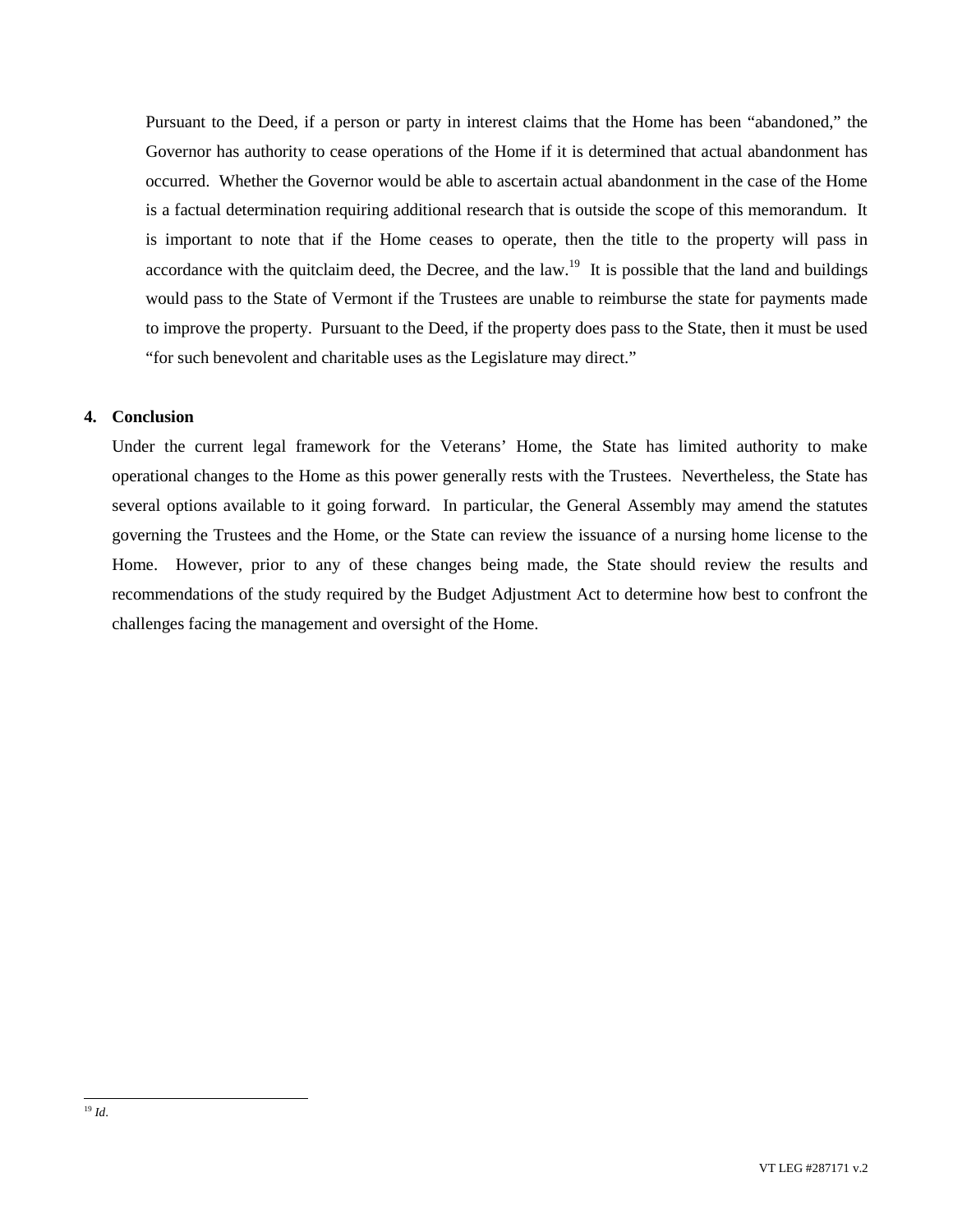Pursuant to the Deed, if a person or party in interest claims that the Home has been "abandoned," the Governor has authority to cease operations of the Home if it is determined that actual abandonment has occurred. Whether the Governor would be able to ascertain actual abandonment in the case of the Home is a factual determination requiring additional research that is outside the scope of this memorandum. It is important to note that if the Home ceases to operate, then the title to the property will pass in accordance with the quitclaim deed, the Decree, and the law.[19] It is possible that the land and buildings would pass to the State of Vermont if the Trustees are unable to reimburse the state for payments made to improve the property. Pursuant to the Deed, if the property does pass to the State, then it must be used "for such benevolent and charitable uses as the Legislature may direct."

## 4. Conclusion

Under the current legal framework for the Veterans' Home, the State has limited authority to make operational changes to the Home as this power generally rests with the Trustees. Nevertheless, the State has several options available to it going forward. In particular, the General Assembly may amend the statutes governing the Trustees and the Home, or the State can review the issuance of a nursing home license to the Home. However, prior to any of these changes being made, the State should review the results and recommendations of the study required by the Budget Adjustment Act to determine how best to confront the challenges facing the management and oversight of the Home.

[19] *Id*.

VT LEG #287171 v.2